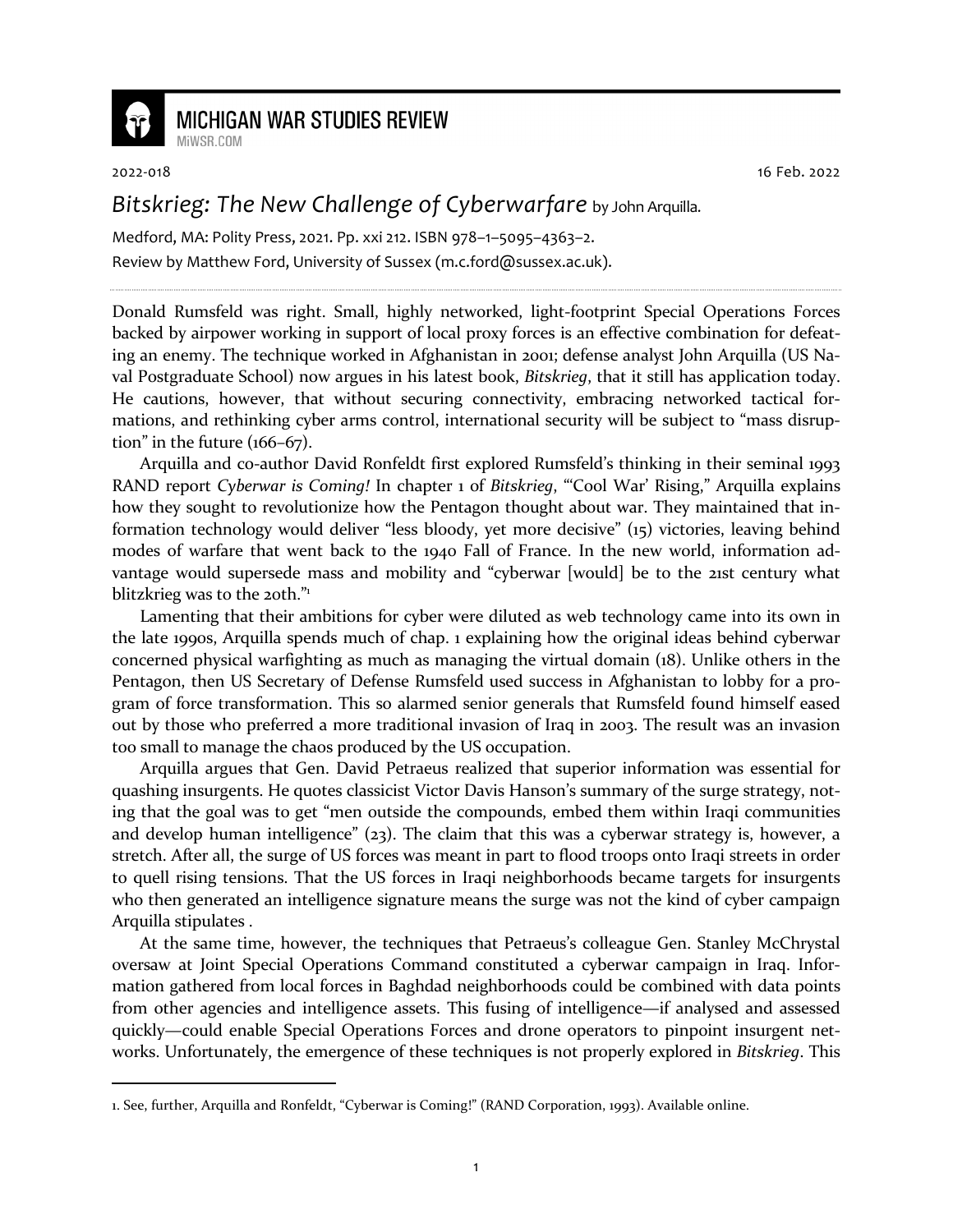2022-018 16 Feb. 2022

# *Bitskrieg: The New Challenge of Cyberwarfare* by John Arquilla.

Medford, MA: Polity Press, 2021. Pp. xxi 212. ISBN 978–1–5095–4363–2.

Review by Matthew Ford, University of Sussex (m.c.ford@sussex.ac.uk).

---

Donald Rumsfeld was right. Small, highly networked, light-footprint Special Operations Forces backed by airpower working in support of local proxy forces is an effective combination for defeating an enemy. The technique worked in Afghanistan in 2001; defense analyst John Arquilla (US Naval Postgraduate School) now argues in his latest book, *Bitskrieg*, that it still has application today. He cautions, however, that without securing connectivity, embracing networked tactical formations, and rethinking cyber arms control, international security will be subject to "mass disruption" in the future (166–67).

Arquilla and co-author David Ronfeldt first explored Rumsfeld's thinking in their seminal 1993 RAND report *Cyberwar is Coming!* In chapter 1 of *Bitskrieg*, "'Cool War' Rising," Arquilla explains how they sought to revolutionize how the Pentagon thought about war. They maintained that information technology would deliver "less bloody, yet more decisive" (15) victories, leaving behind modes of warfare that went back to the 1940 Fall of France. In the new world, information advantage would supersede mass and mobility and "cyberwar [would] be to the 21st century what blitzkrieg was to the 20th."[1]

Lamenting that their ambitions for cyber were diluted as web technology came into its own in the late 1990s, Arquilla spends much of chap. 1 explaining how the original ideas behind cyberwar concerned physical warfighting as much as managing the virtual domain (18). Unlike others in the Pentagon, then US Secretary of Defense Rumsfeld used success in Afghanistan to lobby for a program of force transformation. This so alarmed senior generals that Rumsfeld found himself eased out by those who preferred a more traditional invasion of Iraq in 2003. The result was an invasion too small to manage the chaos produced by the US occupation.

Arquilla argues that Gen. David Petraeus realized that superior information was essential for quashing insurgents. He quotes classicist Victor Davis Hanson's summary of the surge strategy, noting that the goal was to get "men outside the compounds, embed them within Iraqi communities and develop human intelligence" (23). The claim that this was a cyberwar strategy is, however, a stretch. After all, the surge of US forces was meant in part to flood troops onto Iraqi streets in order to quell rising tensions. That the US forces in Iraqi neighborhoods became targets for insurgents who then generated an intelligence signature means the surge was not the kind of cyber campaign Arquilla stipulates .

At the same time, however, the techniques that Petraeus's colleague Gen. Stanley McChrystal oversaw at Joint Special Operations Command constituted a cyberwar campaign in Iraq. Information gathered from local forces in Baghdad neighborhoods could be combined with data points from other agencies and intelligence assets. This fusing of intelligence—if analysed and assessed quickly—could enable Special Operations Forces and drone operators to pinpoint insurgent networks. Unfortunately, the emergence of these techniques is not properly explored in *Bitskrieg*. This

---

1. See, further, Arquilla and Ronfeldt, "Cyberwar is Coming!" (RAND Corporation, 1993). Available online.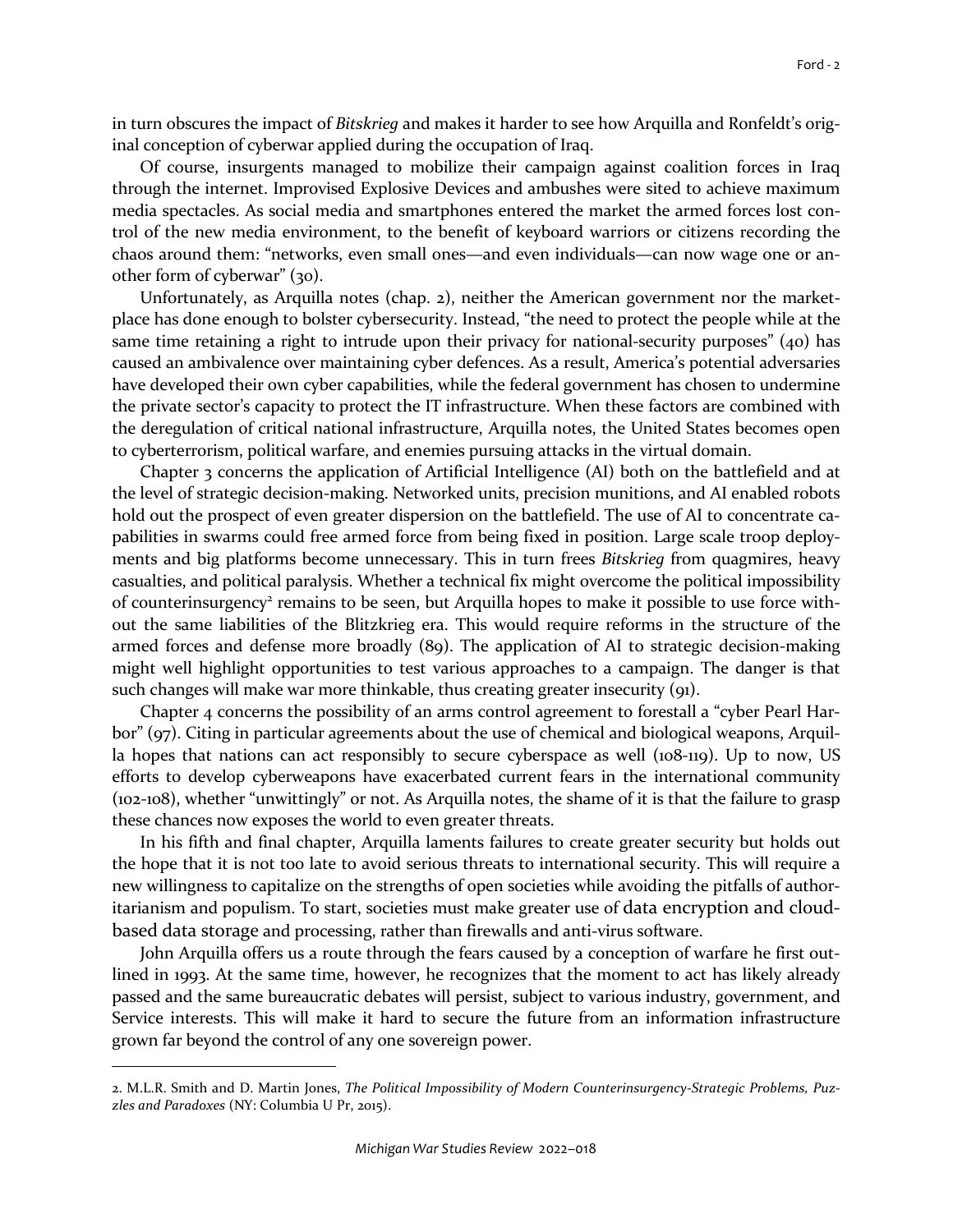in turn obscures the impact of *Bitskrieg* and makes it harder to see how Arquilla and Ronfeldt's original conception of cyberwar applied during the occupation of Iraq.

Of course, insurgents managed to mobilize their campaign against coalition forces in Iraq through the internet. Improvised Explosive Devices and ambushes were sited to achieve maximum media spectacles. As social media and smartphones entered the market the armed forces lost control of the new media environment, to the benefit of keyboard warriors or citizens recording the chaos around them: "networks, even small ones—and even individuals—can now wage one or another form of cyberwar" (30).

Unfortunately, as Arquilla notes (chap. 2), neither the American government nor the marketplace has done enough to bolster cybersecurity. Instead, "the need to protect the people while at the same time retaining a right to intrude upon their privacy for national-security purposes" (40) has caused an ambivalence over maintaining cyber defences. As a result, America's potential adversaries have developed their own cyber capabilities, while the federal government has chosen to undermine the private sector's capacity to protect the IT infrastructure. When these factors are combined with the deregulation of critical national infrastructure, Arquilla notes, the United States becomes open to cyberterrorism, political warfare, and enemies pursuing attacks in the virtual domain.

Chapter 3 concerns the application of Artificial Intelligence (AI) both on the battlefield and at the level of strategic decision-making. Networked units, precision munitions, and AI enabled robots hold out the prospect of even greater dispersion on the battlefield. The use of AI to concentrate capabilities in swarms could free armed force from being fixed in position. Large scale troop deployments and big platforms become unnecessary. This in turn frees *Bitskrieg* from quagmires, heavy casualties, and political paralysis. Whether a technical fix might overcome the political impossibility of counterinsurgency[2] remains to be seen, but Arquilla hopes to make it possible to use force without the same liabilities of the Blitzkrieg era. This would require reforms in the structure of the armed forces and defense more broadly (89). The application of AI to strategic decision-making might well highlight opportunities to test various approaches to a campaign. The danger is that such changes will make war more thinkable, thus creating greater insecurity (91).

Chapter 4 concerns the possibility of an arms control agreement to forestall a "cyber Pearl Harbor" (97). Citing in particular agreements about the use of chemical and biological weapons, Arquilla hopes that nations can act responsibly to secure cyberspace as well (108-119). Up to now, US efforts to develop cyberweapons have exacerbated current fears in the international community (102-108), whether "unwittingly" or not. As Arquilla notes, the shame of it is that the failure to grasp these chances now exposes the world to even greater threats.

In his fifth and final chapter, Arquilla laments failures to create greater security but holds out the hope that it is not too late to avoid serious threats to international security. This will require a new willingness to capitalize on the strengths of open societies while avoiding the pitfalls of authoritarianism and populism. To start, societies must make greater use of data encryption and cloud-based data storage and processing, rather than firewalls and anti-virus software.

John Arquilla offers us a route through the fears caused by a conception of warfare he first outlined in 1993. At the same time, however, he recognizes that the moment to act has likely already passed and the same bureaucratic debates will persist, subject to various industry, government, and Service interests. This will make it hard to secure the future from an information infrastructure grown far beyond the control of any one sovereign power.

---

2. M.L.R. Smith and D. Martin Jones, *The Political Impossibility of Modern Counterinsurgency-Strategic Problems, Puzzles and Paradoxes* (NY: Columbia U Pr, 2015).